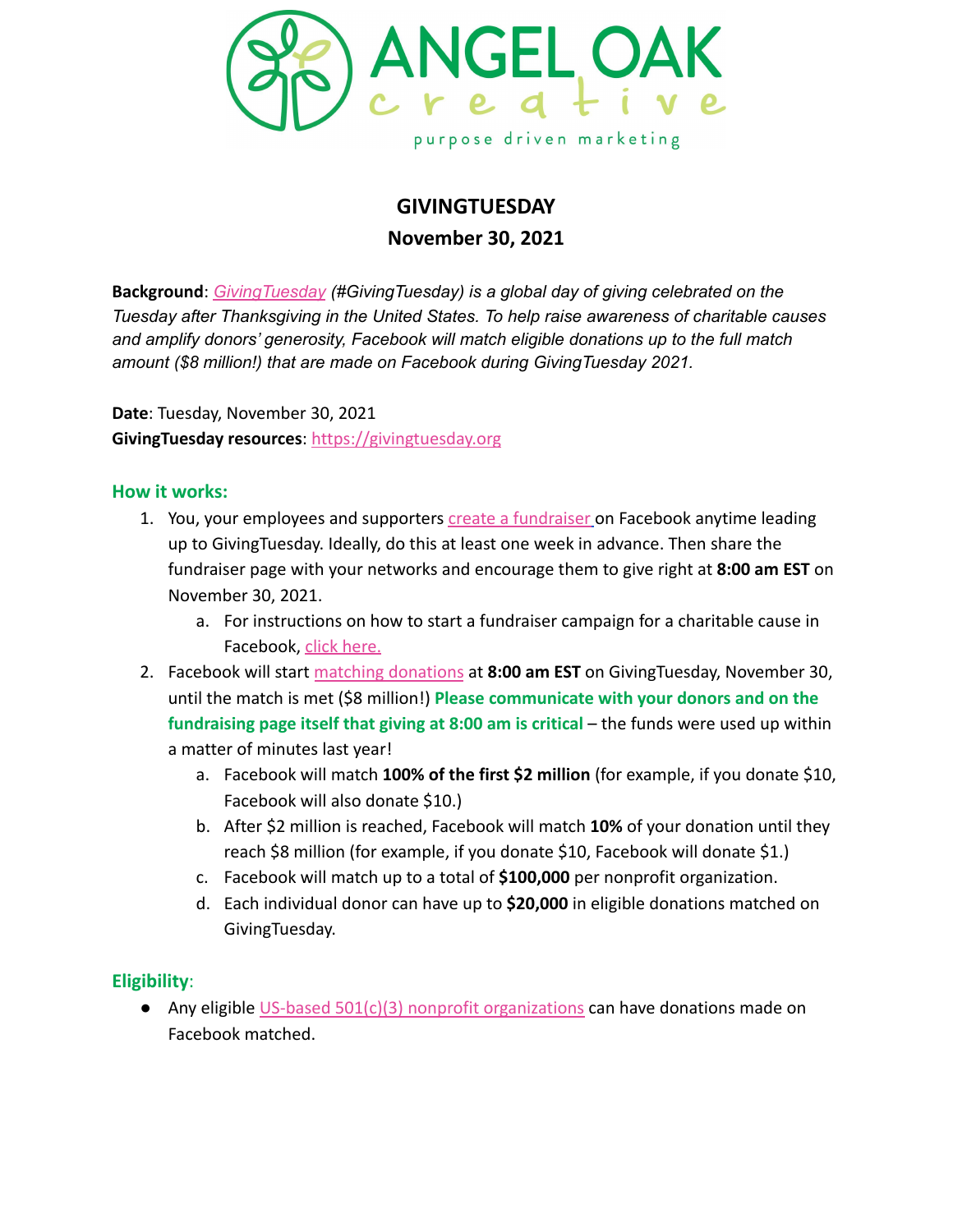ANGEL OAK creative

purpose driven marketing

# GIVINGTUESDAY

## November 30, 2021

**Background**: *GivingTuesday (#GivingTuesday) is a global day of giving celebrated on the Tuesday after Thanksgiving in the United States. To help raise awareness of charitable causes and amplify donors' generosity, Facebook will match eligible donations up to the full match amount ($8 million!) that are made on Facebook during GivingTuesday 2021.*

**Date**: Tuesday, November 30, 2021
**GivingTuesday resources**: https://givingtuesday.org

### How it works:

1. You, your employees and supporters create a fundraiser on Facebook anytime leading up to GivingTuesday. Ideally, do this at least one week in advance. Then share the fundraiser page with your networks and encourage them to give right at **8:00 am EST** on November 30, 2021.
   a. For instructions on how to start a fundraiser campaign for a charitable cause in Facebook, click here.
2. Facebook will start matching donations at **8:00 am EST** on GivingTuesday, November 30, until the match is met ($8 million!) **Please communicate with your donors and on the fundraising page itself that giving at 8:00 am is critical** – the funds were used up within a matter of minutes last year!
   a. Facebook will match **100% of the first $2 million** (for example, if you donate $10, Facebook will also donate $10.)
   b. After $2 million is reached, Facebook will match **10%** of your donation until they reach $8 million (for example, if you donate $10, Facebook will donate $1.)
   c. Facebook will match up to a total of **$100,000** per nonprofit organization.
   d. Each individual donor can have up to **$20,000** in eligible donations matched on GivingTuesday.

### Eligibility:

- Any eligible US-based 501(c)(3) nonprofit organizations can have donations made on Facebook matched.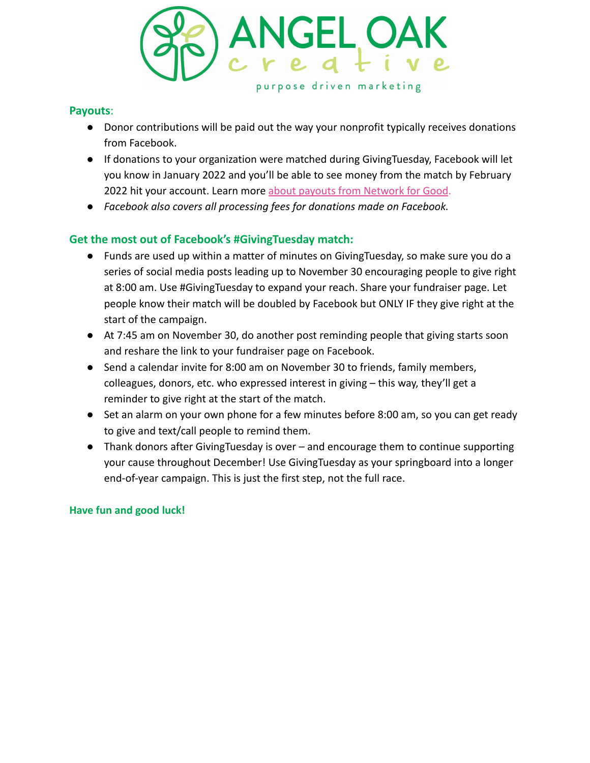**Payouts**:

- Donor contributions will be paid out the way your nonprofit typically receives donations from Facebook.
- If donations to your organization were matched during GivingTuesday, Facebook will let you know in January 2022 and you'll be able to see money from the match by February 2022 hit your account. Learn more about payouts from Network for Good.
- *Facebook also covers all processing fees for donations made on Facebook.*

**Get the most out of Facebook's #GivingTuesday match:**

- Funds are used up within a matter of minutes on GivingTuesday, so make sure you do a series of social media posts leading up to November 30 encouraging people to give right at 8:00 am. Use #GivingTuesday to expand your reach. Share your fundraiser page. Let people know their match will be doubled by Facebook but ONLY IF they give right at the start of the campaign.
- At 7:45 am on November 30, do another post reminding people that giving starts soon and reshare the link to your fundraiser page on Facebook.
- Send a calendar invite for 8:00 am on November 30 to friends, family members, colleagues, donors, etc. who expressed interest in giving – this way, they'll get a reminder to give right at the start of the match.
- Set an alarm on your own phone for a few minutes before 8:00 am, so you can get ready to give and text/call people to remind them.
- Thank donors after GivingTuesday is over – and encourage them to continue supporting your cause throughout December! Use GivingTuesday as your springboard into a longer end-of-year campaign. This is just the first step, not the full race.

**Have fun and good luck!**